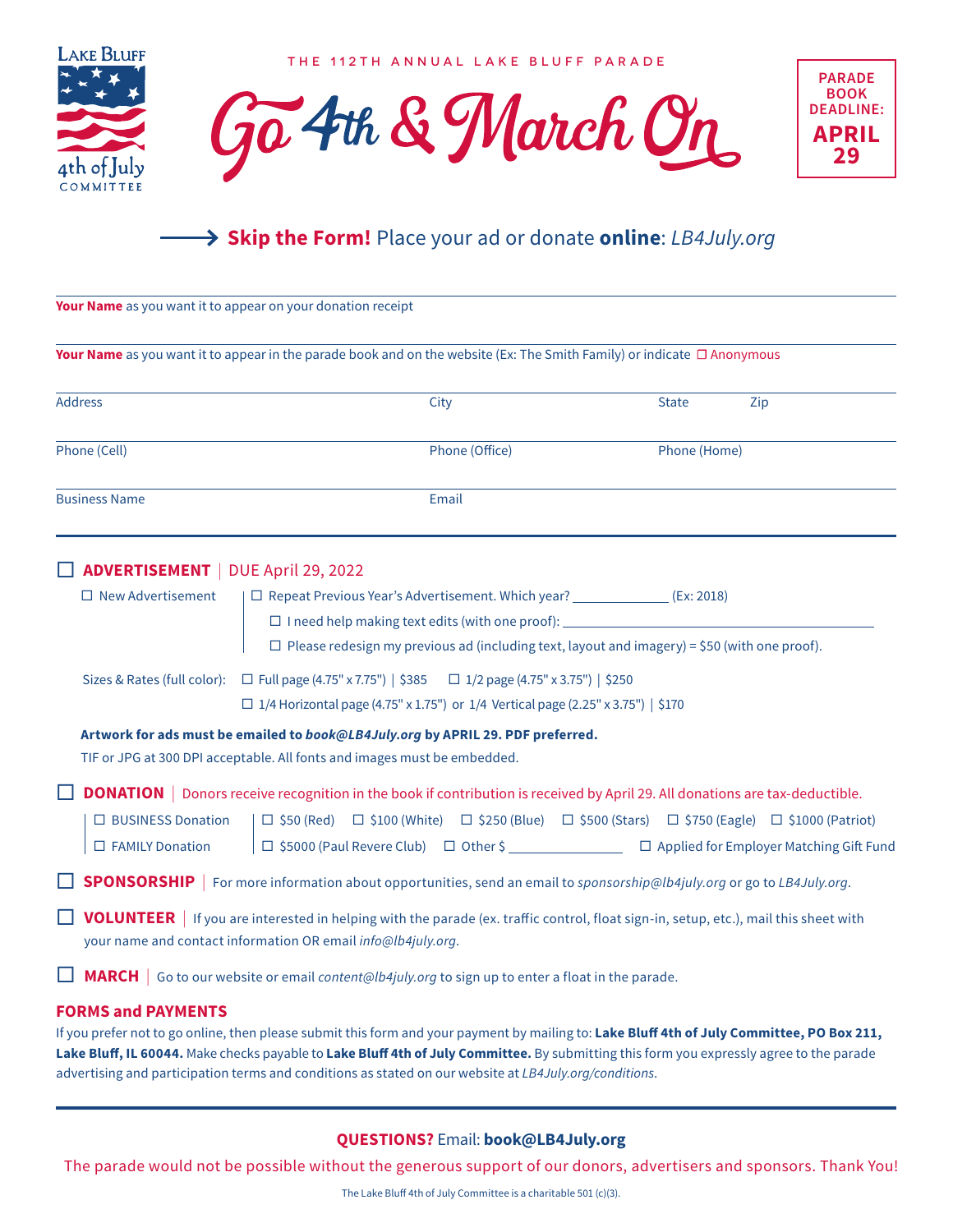Lake Bluff 4th of July COMMITTEE

THE 112TH ANNUAL LAKE BLUFF PARADE

# Go 4th & March On

**PARADE BOOK DEADLINE: APRIL 29**

→ **Skip the Form!** Place your ad or donate **online**: *LB4July.org*

**Your Name** as you want it to appear on your donation receipt

**Your Name** as you want it to appear in the parade book and on the website (Ex: The Smith Family) or indicate ☐ Anonymous

Address | City | State | Zip

Phone (Cell) | Phone (Office) | Phone (Home)

Business Name | Email

---

☐ **ADVERTISEMENT** | DUE April 29, 2022

☐ New Advertisement

☐ Repeat Previous Year's Advertisement. Which year? ____________ (Ex: 2018)

☐ I need help making text edits (with one proof): ______________________

☐ Please redesign my previous ad (including text, layout and imagery) = $50 (with one proof).

Sizes & Rates (full color): ☐ Full page (4.75" x 7.75") | $385 ☐ 1/2 page (4.75" x 3.75") | $250

☐ 1/4 Horizontal page (4.75" x 1.75") or 1/4 Vertical page (2.25" x 3.75") | $170

**Artwork for ads must be emailed to *book@LB4July.org* by APRIL 29. PDF preferred.**
TIF or JPG at 300 DPI acceptable. All fonts and images must be embedded.

☐ **DONATION** | Donors receive recognition in the book if contribution is received by April 29. All donations are tax-deductible.

☐ BUSINESS Donation
☐ FAMILY Donation

☐ $50 (Red) ☐ $100 (White) ☐ $250 (Blue) ☐ $500 (Stars) ☐ $750 (Eagle) ☐ $1000 (Patriot)
☐ $5000 (Paul Revere Club) ☐ Other $ ____________ ☐ Applied for Employer Matching Gift Fund

☐ **SPONSORSHIP** | For more information about opportunities, send an email to *sponsorship@lb4july.org* or go to *LB4July.org*.

☐ **VOLUNTEER** | If you are interested in helping with the parade (ex. traffic control, float sign-in, setup, etc.), mail this sheet with your name and contact information OR email *info@lb4july.org*.

☐ **MARCH** | Go to our website or email *content@lb4july.org* to sign up to enter a float in the parade.

## FORMS and PAYMENTS

If you prefer not to go online, then please submit this form and your payment by mailing to: **Lake Bluff 4th of July Committee, PO Box 211, Lake Bluff, IL 60044.** Make checks payable to **Lake Bluff 4th of July Committee.** By submitting this form you expressly agree to the parade advertising and participation terms and conditions as stated on our website at *LB4July.org/conditions*.

---

**QUESTIONS?** Email: **book@LB4July.org**

The parade would not be possible without the generous support of our donors, advertisers and sponsors. Thank You!

The Lake Bluff 4th of July Committee is a charitable 501 (c)(3).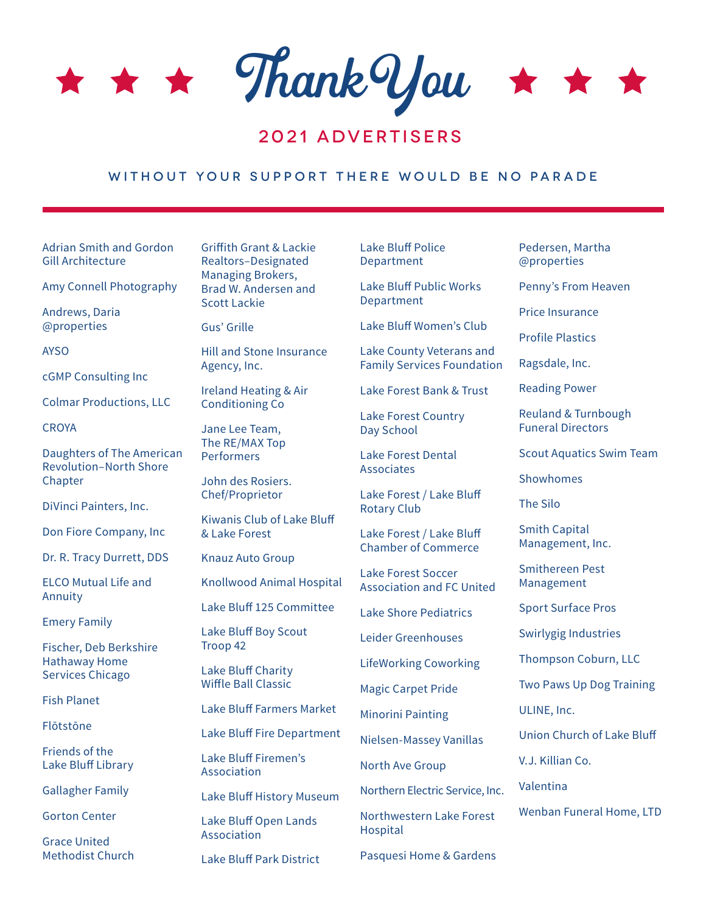# Thank You

## 2021 ADVERTISERS

### WITHOUT YOUR SUPPORT THERE WOULD BE NO PARADE

Adrian Smith and Gordon Gill Architecture

Amy Connell Photography

Andrews, Daria @properties

AYSO

cGMP Consulting Inc

Colmar Productions, LLC

CROYA

Daughters of The American Revolution–North Shore Chapter

DiVinci Painters, Inc.

Don Fiore Company, Inc

Dr. R. Tracy Durrett, DDS

ELCO Mutual Life and Annuity

Emery Family

Fischer, Deb Berkshire Hathaway Home Services Chicago

Fish Planet

Flōtstōne

Friends of the Lake Bluff Library

Gallagher Family

Gorton Center

Grace United Methodist Church

Griffith Grant & Lackie Realtors–Designated Managing Brokers, Brad W. Andersen and Scott Lackie

Gus' Grille

Hill and Stone Insurance Agency, Inc.

Ireland Heating & Air Conditioning Co

Jane Lee Team, The RE/MAX Top Performers

John des Rosiers. Chef/Proprietor

Kiwanis Club of Lake Bluff & Lake Forest

Knauz Auto Group

Knollwood Animal Hospital

Lake Bluff 125 Committee

Lake Bluff Boy Scout Troop 42

Lake Bluff Charity Wiffle Ball Classic

Lake Bluff Farmers Market

Lake Bluff Fire Department

Lake Bluff Firemen's Association

Lake Bluff History Museum

Lake Bluff Open Lands Association

Lake Bluff Park District

Lake Bluff Police Department

Lake Bluff Public Works Department

Lake Bluff Women's Club

Lake County Veterans and Family Services Foundation

Lake Forest Bank & Trust

Lake Forest Country Day School

Lake Forest Dental Associates

Lake Forest / Lake Bluff Rotary Club

Lake Forest / Lake Bluff Chamber of Commerce

Lake Forest Soccer Association and FC United

Lake Shore Pediatrics

Leider Greenhouses

LifeWorking Coworking

Magic Carpet Pride

Minorini Painting

Nielsen-Massey Vanillas

North Ave Group

Northern Electric Service, Inc.

Northwestern Lake Forest Hospital

Pasquesi Home & Gardens

Pedersen, Martha @properties

Penny's From Heaven

Price Insurance

Profile Plastics

Ragsdale, Inc.

Reading Power

Reuland & Turnbough Funeral Directors

Scout Aquatics Swim Team

Showhomes

The Silo

Smith Capital Management, Inc.

Smithereen Pest Management

Sport Surface Pros

Swirlygig Industries

Thompson Coburn, LLC

Two Paws Up Dog Training

ULINE, Inc.

Union Church of Lake Bluff

V.J. Killian Co.

Valentina

Wenban Funeral Home, LTD